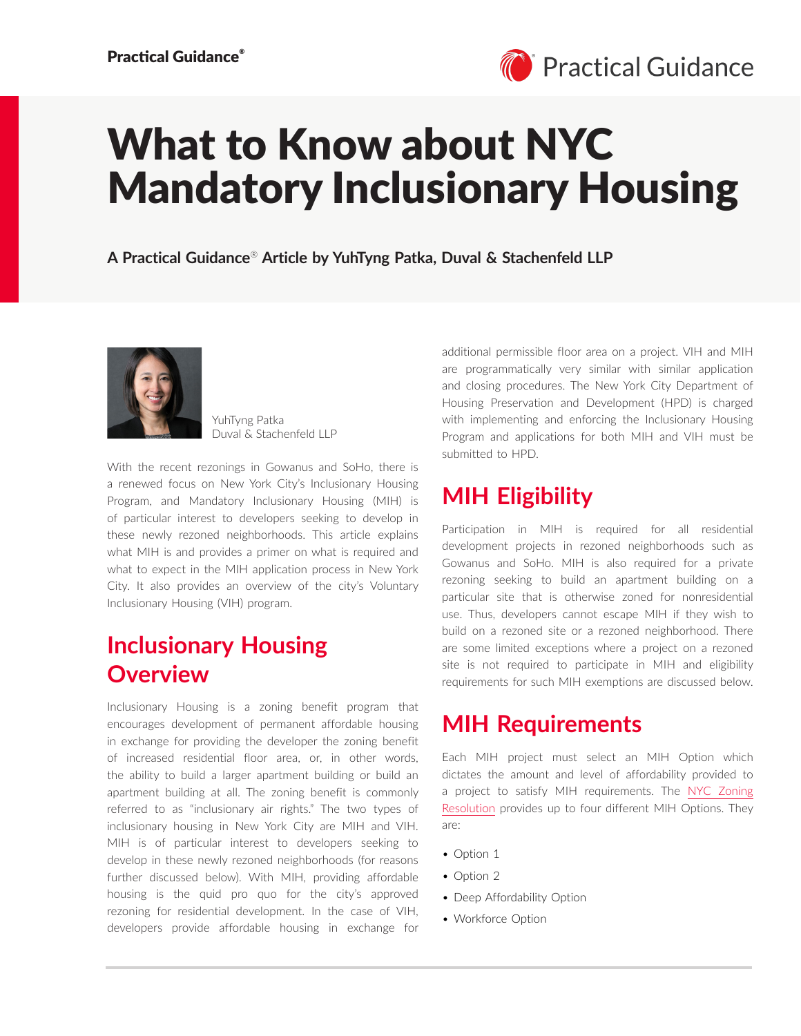# What to Know about NYC Mandatory Inclusionary Housing

**A Practical Guidance® Article by YuhTyng Patka, Duval & Stachenfeld LLP**

YuhTyng Patka
Duval & Stachenfeld LLP

With the recent rezonings in Gowanus and SoHo, there is a renewed focus on New York City's Inclusionary Housing Program, and Mandatory Inclusionary Housing (MIH) is of particular interest to developers seeking to develop in these newly rezoned neighborhoods. This article explains what MIH is and provides a primer on what is required and what to expect in the MIH application process in New York City. It also provides an overview of the city's Voluntary Inclusionary Housing (VIH) program.

## Inclusionary Housing Overview

Inclusionary Housing is a zoning benefit program that encourages development of permanent affordable housing in exchange for providing the developer the zoning benefit of increased residential floor area, or, in other words, the ability to build a larger apartment building or build an apartment building at all. The zoning benefit is commonly referred to as "inclusionary air rights." The two types of inclusionary housing in New York City are MIH and VIH. MIH is of particular interest to developers seeking to develop in these newly rezoned neighborhoods (for reasons further discussed below). With MIH, providing affordable housing is the quid pro quo for the city's approved rezoning for residential development. In the case of VIH, developers provide affordable housing in exchange for additional permissible floor area on a project. VIH and MIH are programmatically very similar with similar application and closing procedures. The New York City Department of Housing Preservation and Development (HPD) is charged with implementing and enforcing the Inclusionary Housing Program and applications for both MIH and VIH must be submitted to HPD.

## MIH Eligibility

Participation in MIH is required for all residential development projects in rezoned neighborhoods such as Gowanus and SoHo. MIH is also required for a private rezoning seeking to build an apartment building on a particular site that is otherwise zoned for nonresidential use. Thus, developers cannot escape MIH if they wish to build on a rezoned site or a rezoned neighborhood. There are some limited exceptions where a project on a rezoned site is not required to participate in MIH and eligibility requirements for such MIH exemptions are discussed below.

## MIH Requirements

Each MIH project must select an MIH Option which dictates the amount and level of affordability provided to a project to satisfy MIH requirements. The NYC Zoning Resolution provides up to four different MIH Options. They are:

- Option 1
- Option 2
- Deep Affordability Option
- Workforce Option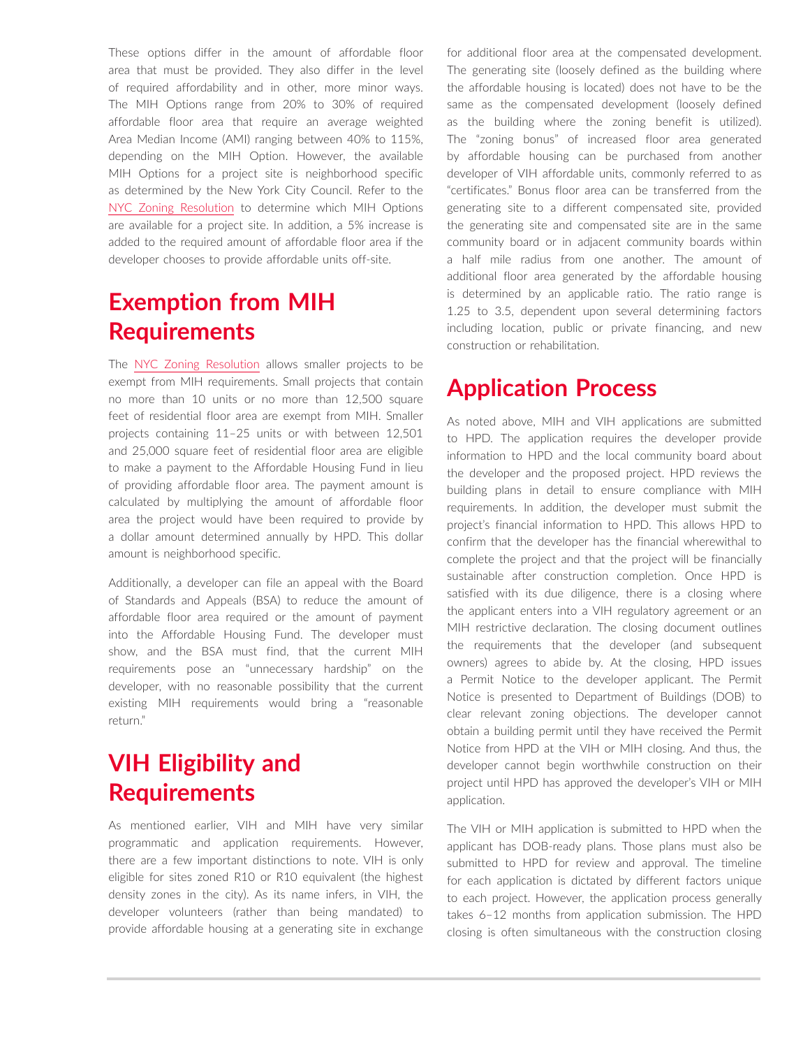These options differ in the amount of affordable floor area that must be provided. They also differ in the level of required affordability and in other, more minor ways. The MIH Options range from 20% to 30% of required affordable floor area that require an average weighted Area Median Income (AMI) ranging between 40% to 115%, depending on the MIH Option. However, the available MIH Options for a project site is neighborhood specific as determined by the New York City Council. Refer to the NYC Zoning Resolution to determine which MIH Options are available for a project site. In addition, a 5% increase is added to the required amount of affordable floor area if the developer chooses to provide affordable units off-site.

## Exemption from MIH Requirements

The NYC Zoning Resolution allows smaller projects to be exempt from MIH requirements. Small projects that contain no more than 10 units or no more than 12,500 square feet of residential floor area are exempt from MIH. Smaller projects containing 11–25 units or with between 12,501 and 25,000 square feet of residential floor area are eligible to make a payment to the Affordable Housing Fund in lieu of providing affordable floor area. The payment amount is calculated by multiplying the amount of affordable floor area the project would have been required to provide by a dollar amount determined annually by HPD. This dollar amount is neighborhood specific.

Additionally, a developer can file an appeal with the Board of Standards and Appeals (BSA) to reduce the amount of affordable floor area required or the amount of payment into the Affordable Housing Fund. The developer must show, and the BSA must find, that the current MIH requirements pose an "unnecessary hardship" on the developer, with no reasonable possibility that the current existing MIH requirements would bring a "reasonable return."

## VIH Eligibility and Requirements

As mentioned earlier, VIH and MIH have very similar programmatic and application requirements. However, there are a few important distinctions to note. VIH is only eligible for sites zoned R10 or R10 equivalent (the highest density zones in the city). As its name infers, in VIH, the developer volunteers (rather than being mandated) to provide affordable housing at a generating site in exchange for additional floor area at the compensated development. The generating site (loosely defined as the building where the affordable housing is located) does not have to be the same as the compensated development (loosely defined as the building where the zoning benefit is utilized). The "zoning bonus" of increased floor area generated by affordable housing can be purchased from another developer of VIH affordable units, commonly referred to as "certificates." Bonus floor area can be transferred from the generating site to a different compensated site, provided the generating site and compensated site are in the same community board or in adjacent community boards within a half mile radius from one another. The amount of additional floor area generated by the affordable housing is determined by an applicable ratio. The ratio range is 1.25 to 3.5, dependent upon several determining factors including location, public or private financing, and new construction or rehabilitation.

## Application Process

As noted above, MIH and VIH applications are submitted to HPD. The application requires the developer provide information to HPD and the local community board about the developer and the proposed project. HPD reviews the building plans in detail to ensure compliance with MIH requirements. In addition, the developer must submit the project's financial information to HPD. This allows HPD to confirm that the developer has the financial wherewithal to complete the project and that the project will be financially sustainable after construction completion. Once HPD is satisfied with its due diligence, there is a closing where the applicant enters into a VIH regulatory agreement or an MIH restrictive declaration. The closing document outlines the requirements that the developer (and subsequent owners) agrees to abide by. At the closing, HPD issues a Permit Notice to the developer applicant. The Permit Notice is presented to Department of Buildings (DOB) to clear relevant zoning objections. The developer cannot obtain a building permit until they have received the Permit Notice from HPD at the VIH or MIH closing. And thus, the developer cannot begin worthwhile construction on their project until HPD has approved the developer's VIH or MIH application.

The VIH or MIH application is submitted to HPD when the applicant has DOB-ready plans. Those plans must also be submitted to HPD for review and approval. The timeline for each application is dictated by different factors unique to each project. However, the application process generally takes 6–12 months from application submission. The HPD closing is often simultaneous with the construction closing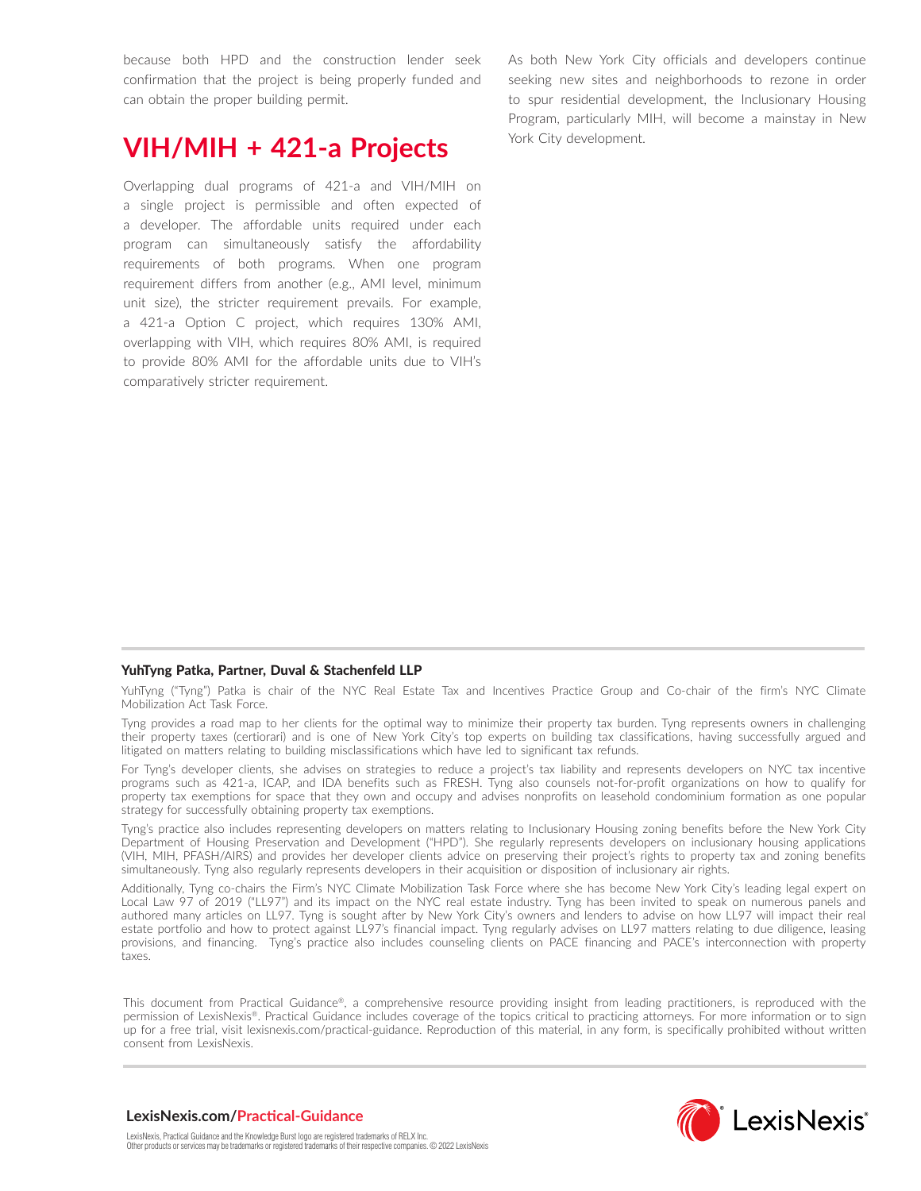because both HPD and the construction lender seek confirmation that the project is being properly funded and can obtain the proper building permit.

## VIH/MIH + 421-a Projects

Overlapping dual programs of 421-a and VIH/MIH on a single project is permissible and often expected of a developer. The affordable units required under each program can simultaneously satisfy the affordability requirements of both programs. When one program requirement differs from another (e.g., AMI level, minimum unit size), the stricter requirement prevails. For example, a 421-a Option C project, which requires 130% AMI, overlapping with VIH, which requires 80% AMI, is required to provide 80% AMI for the affordable units due to VIH's comparatively stricter requirement.

As both New York City officials and developers continue seeking new sites and neighborhoods to rezone in order to spur residential development, the Inclusionary Housing Program, particularly MIH, will become a mainstay in New York City development.

---

**YuhTyng Patka, Partner, Duval & Stachenfeld LLP**

YuhTyng ("Tyng") Patka is chair of the NYC Real Estate Tax and Incentives Practice Group and Co-chair of the firm's NYC Climate Mobilization Act Task Force.

Tyng provides a road map to her clients for the optimal way to minimize their property tax burden. Tyng represents owners in challenging their property taxes (certiorari) and is one of New York City's top experts on building tax classifications, having successfully argued and litigated on matters relating to building misclassifications which have led to significant tax refunds.

For Tyng's developer clients, she advises on strategies to reduce a project's tax liability and represents developers on NYC tax incentive programs such as 421-a, ICAP, and IDA benefits such as FRESH. Tyng also counsels not-for-profit organizations on how to qualify for property tax exemptions for space that they own and occupy and advises nonprofits on leasehold condominium formation as one popular strategy for successfully obtaining property tax exemptions.

Tyng's practice also includes representing developers on matters relating to Inclusionary Housing zoning benefits before the New York City Department of Housing Preservation and Development ("HPD"). She regularly represents developers on inclusionary housing applications (VIH, MIH, PFASH/AIRS) and provides her developer clients advice on preserving their project's rights to property tax and zoning benefits simultaneously. Tyng also regularly represents developers in their acquisition or disposition of inclusionary air rights.

Additionally, Tyng co-chairs the Firm's NYC Climate Mobilization Task Force where she has become New York City's leading legal expert on Local Law 97 of 2019 ("LL97") and its impact on the NYC real estate industry. Tyng has been invited to speak on numerous panels and authored many articles on LL97. Tyng is sought after by New York City's owners and lenders to advise on how LL97 will impact their real estate portfolio and how to protect against LL97's financial impact. Tyng regularly advises on LL97 matters relating to due diligence, leasing provisions, and financing. Tyng's practice also includes counseling clients on PACE financing and PACE's interconnection with property taxes.

This document from Practical Guidance®, a comprehensive resource providing insight from leading practitioners, is reproduced with the permission of LexisNexis®. Practical Guidance includes coverage of the topics critical to practicing attorneys. For more information or to sign up for a free trial, visit lexisnexis.com/practical-guidance. Reproduction of this material, in any form, is specifically prohibited without written consent from LexisNexis.

---

**LexisNexis.com/Practical-Guidance**

LexisNexis, Practical Guidance and the Knowledge Burst logo are registered trademarks of RELX Inc.
Other products or services may be trademarks or registered trademarks of their respective companies. © 2022 LexisNexis